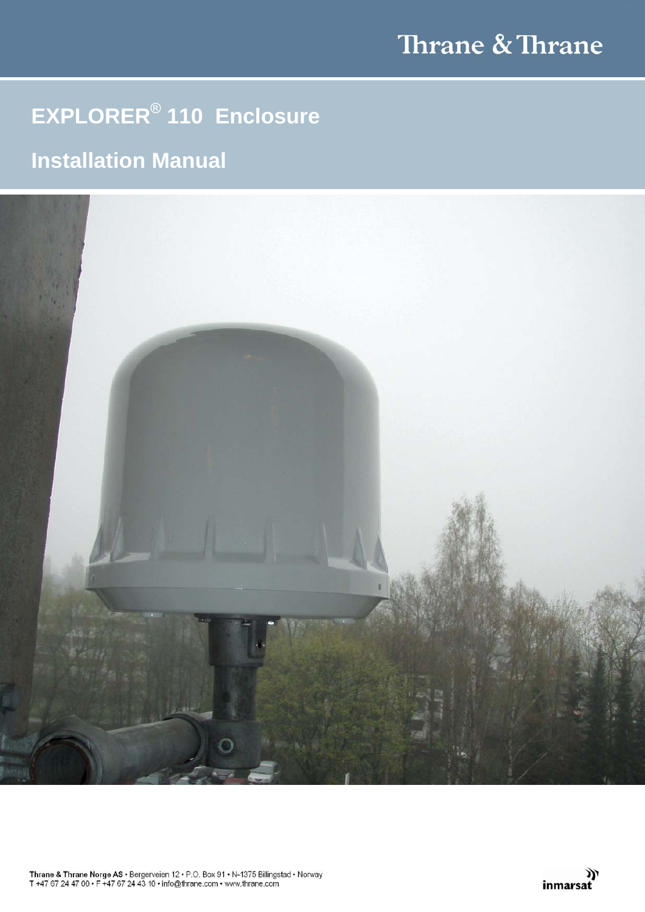Thrane & Thrane

# EXPLORER® 110 Enclosure

## Installation Manual

**Thrane & Thrane Norge AS** • Bergerveien 12 • P.O. Box 91 • N-1375 Billingstad • Norway
T +47 67 24 47 00 • F +47 67 24 43 10 • info@thrane.com • www.thrane.com

inmarsat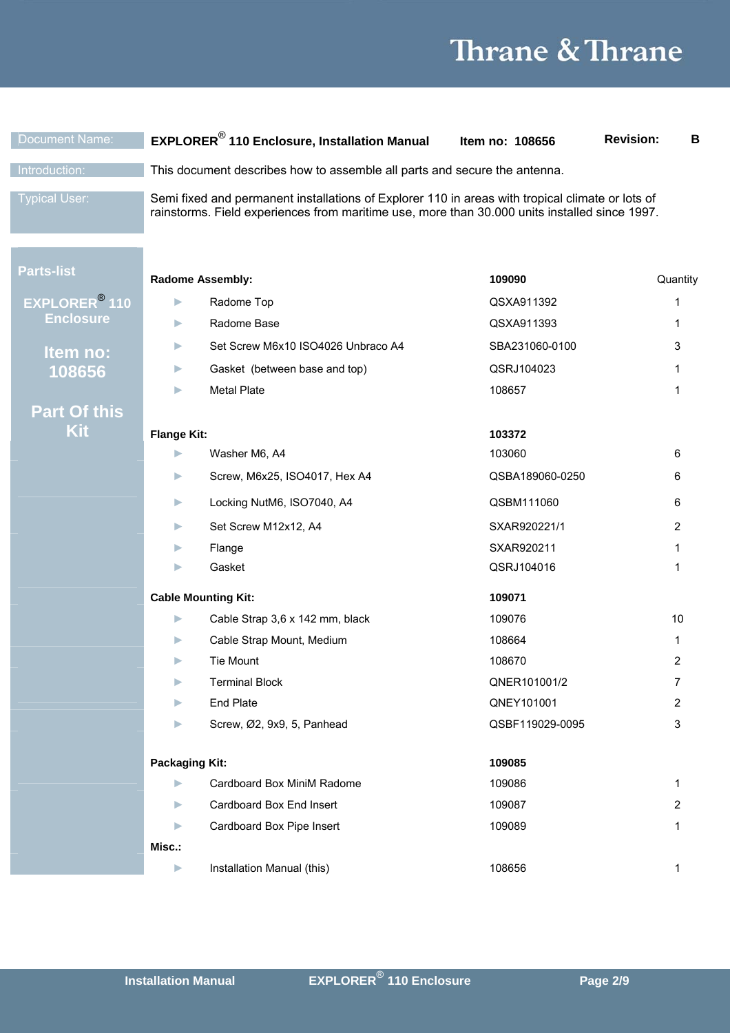| Document Name: | EXPLORER® 110 Enclosure, Installation Manual | Item no: 108656 | Revision: B |
|---|---|---|---|
| Introduction: | This document describes how to assemble all parts and secure the antenna. | | |
| Typical User: | Semi fixed and permanent installations of Explorer 110 in areas with tropical climate or lots of rainstorms. Field experiences from maritime use, more than 30.000 units installed since 1997. | | |

## Parts-list

**EXPLORER® 110 Enclosure**

**Item no: 108656**

**Part Of this Kit**

| Item | Part no. | Quantity |
|---|---|---|
| **Radome Assembly:** | **109090** | Quantity |
| Radome Top | QSXA911392 | 1 |
| Radome Base | QSXA911393 | 1 |
| Set Screw M6x10 ISO4026 Unbraco A4 | SBA231060-0100 | 3 |
| Gasket (between base and top) | QSRJ104023 | 1 |
| Metal Plate | 108657 | 1 |
| **Flange Kit:** | **103372** | |
| Washer M6, A4 | 103060 | 6 |
| Screw, M6x25, ISO4017, Hex A4 | QSBA189060-0250 | 6 |
| Locking NutM6, ISO7040, A4 | QSBM111060 | 6 |
| Set Screw M12x12, A4 | SXAR920221/1 | 2 |
| Flange | SXAR920211 | 1 |
| Gasket | QSRJ104016 | 1 |
| **Cable Mounting Kit:** | **109071** | |
| Cable Strap 3,6 x 142 mm, black | 109076 | 10 |
| Cable Strap Mount, Medium | 108664 | 1 |
| Tie Mount | 108670 | 2 |
| Terminal Block | QNER101001/2 | 7 |
| End Plate | QNEY101001 | 2 |
| Screw, Ø2, 9x9, 5, Panhead | QSBF119029-0095 | 3 |
| **Packaging Kit:** | **109085** | |
| Cardboard Box MiniM Radome | 109086 | 1 |
| Cardboard Box End Insert | 109087 | 2 |
| Cardboard Box Pipe Insert | 109089 | 1 |
| **Misc.:** | | |
| Installation Manual (this) | 108656 | 1 |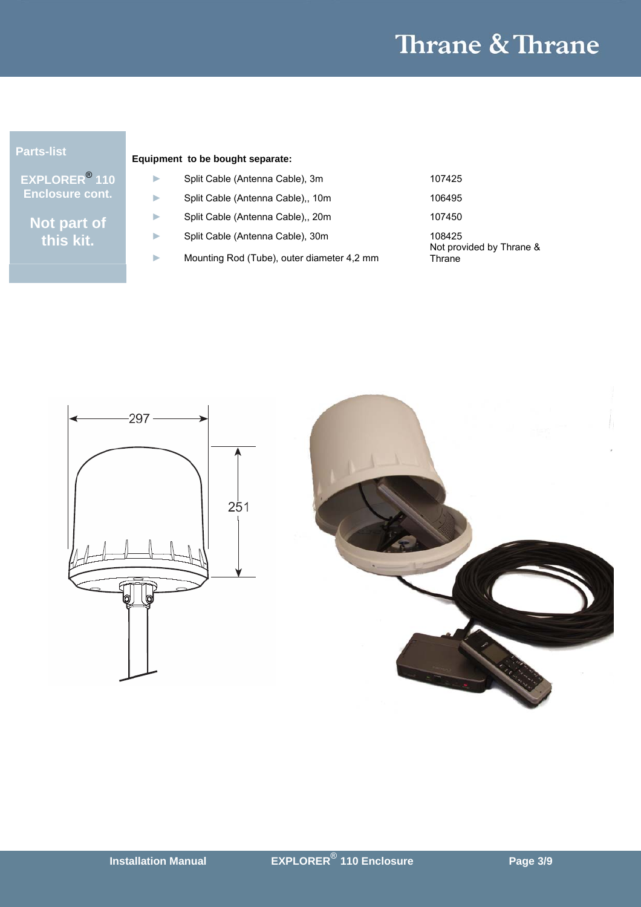**Parts-list**

**EXPLORER® 110 Enclosure cont.**

**Not part of this kit.**

**Equipment to be bought separate:**

| Item | Part no. |
|---|---|
| Split Cable (Antenna Cable), 3m | 107425 |
| Split Cable (Antenna Cable),, 10m | 106495 |
| Split Cable (Antenna Cable),, 20m | 107450 |
| Split Cable (Antenna Cable), 30m | 108425 |
| Mounting Rod (Tube), outer diameter 4,2 mm | Not provided by Thrane & Thrane |

297

251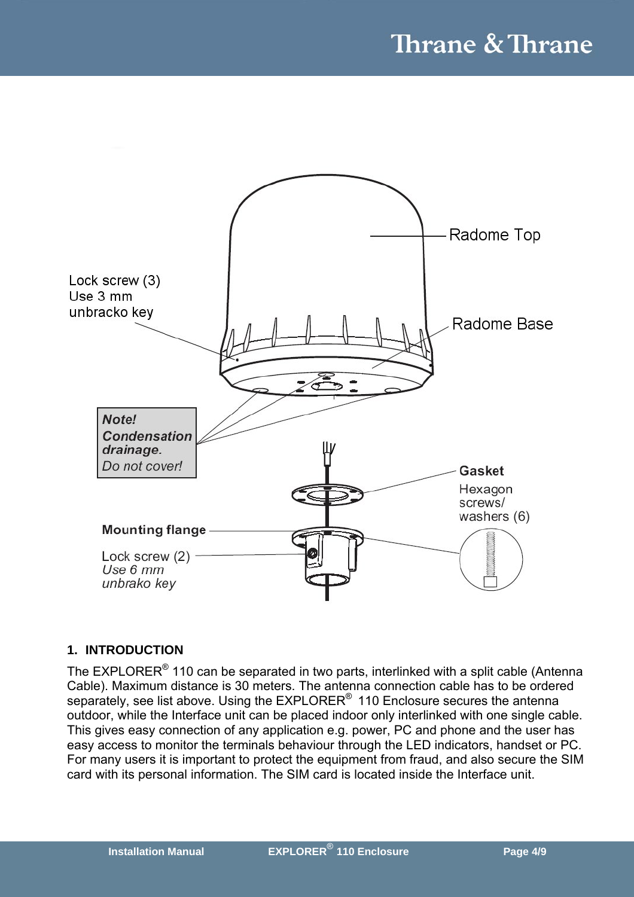Radome Top

Lock screw (3)
Use 3 mm
unbracko key

Radome Base

**_Note!_**
**_Condensation drainage._**
_Do not cover!_

**Gasket**

Hexagon
screws/
washers (6)

**Mounting flange**

Lock screw (2)
_Use 6 mm_
_unbrako key_

## 1. INTRODUCTION

The EXPLORER® 110 can be separated in two parts, interlinked with a split cable (Antenna Cable). Maximum distance is 30 meters. The antenna connection cable has to be ordered separately, see list above. Using the EXPLORER® 110 Enclosure secures the antenna outdoor, while the Interface unit can be placed indoor only interlinked with one single cable. This gives easy connection of any application e.g. power, PC and phone and the user has easy access to monitor the terminals behaviour through the LED indicators, handset or PC. For many users it is important to protect the equipment from fraud, and also secure the SIM card with its personal information. The SIM card is located inside the Interface unit.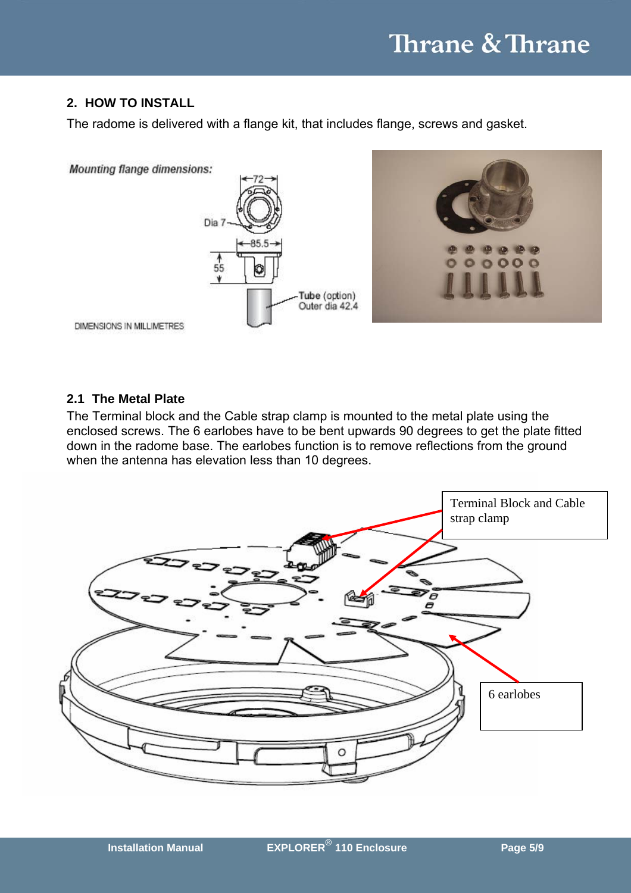## 2. HOW TO INSTALL

The radome is delivered with a flange kit, that includes flange, screws and gasket.

*Mounting flange dimensions:*

Dia 7

72

85.5

55

Tube (option) Outer dia 42.4

DIMENSIONS IN MILLIMETRES

### 2.1 The Metal Plate

The Terminal block and the Cable strap clamp is mounted to the metal plate using the enclosed screws. The 6 earlobes have to be bent upwards 90 degrees to get the plate fitted down in the radome base. The earlobes function is to remove reflections from the ground when the antenna has elevation less than 10 degrees.

Terminal Block and Cable strap clamp

6 earlobes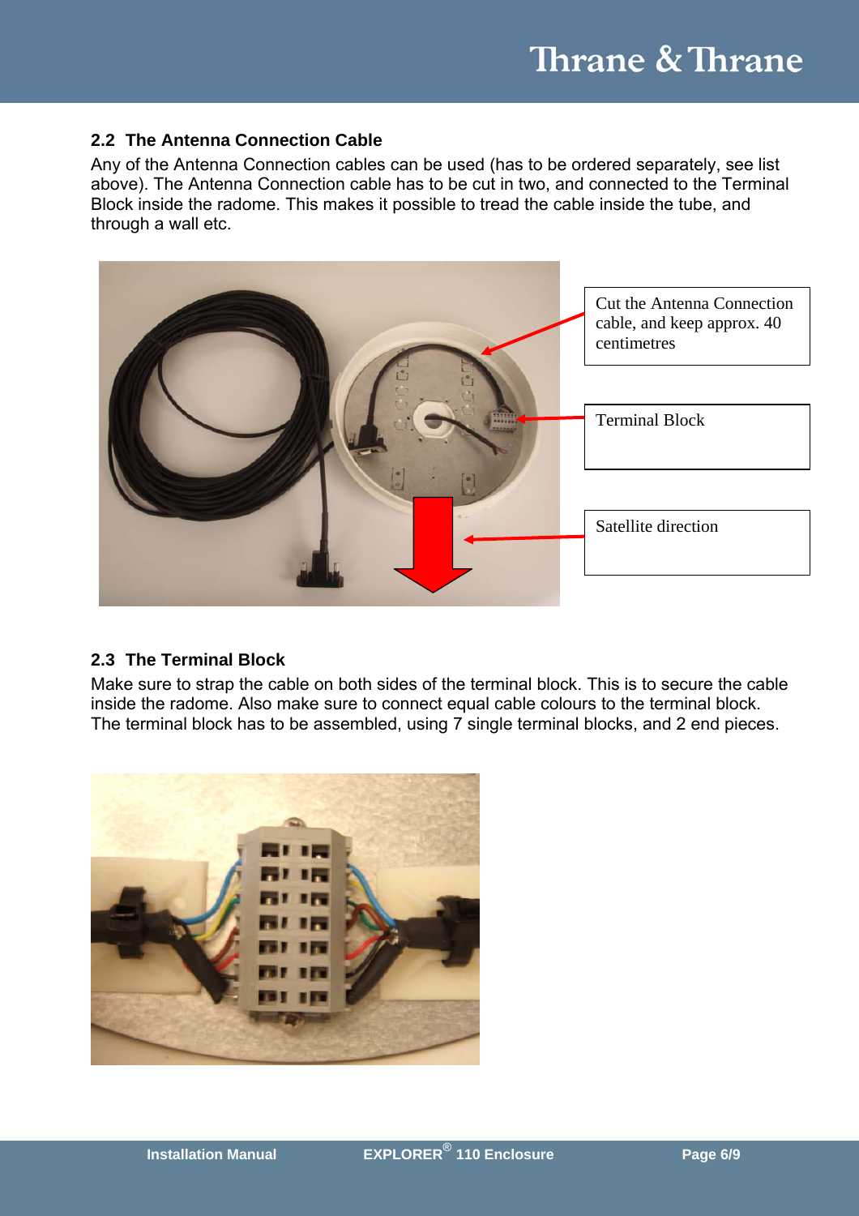## 2.2 The Antenna Connection Cable

Any of the Antenna Connection cables can be used (has to be ordered separately, see list above). The Antenna Connection cable has to be cut in two, and connected to the Terminal Block inside the radome. This makes it possible to tread the cable inside the tube, and through a wall etc.

Cut the Antenna Connection cable, and keep approx. 40 centimetres

Terminal Block

Satellite direction

## 2.3 The Terminal Block

Make sure to strap the cable on both sides of the terminal block. This is to secure the cable inside the radome. Also make sure to connect equal cable colours to the terminal block. The terminal block has to be assembled, using 7 single terminal blocks, and 2 end pieces.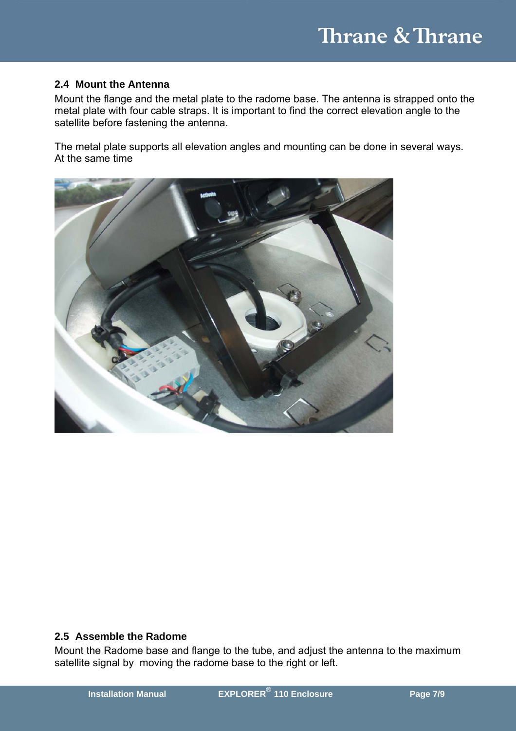## 2.4 Mount the Antenna

Mount the flange and the metal plate to the radome base. The antenna is strapped onto the metal plate with four cable straps. It is important to find the correct elevation angle to the satellite before fastening the antenna.

The metal plate supports all elevation angles and mounting can be done in several ways. At the same time

## 2.5 Assemble the Radome

Mount the Radome base and flange to the tube, and adjust the antenna to the maximum satellite signal by moving the radome base to the right or left.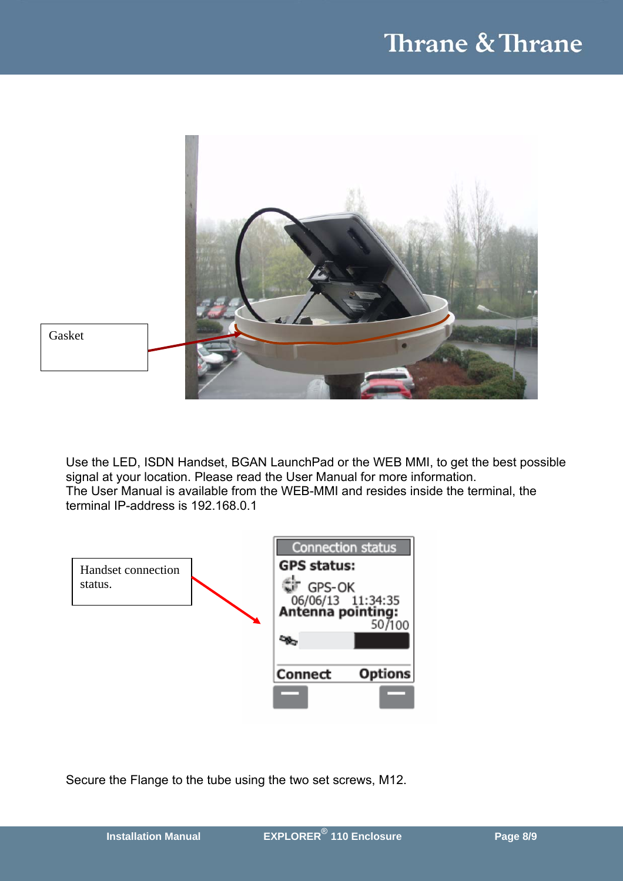Gasket

Use the LED, ISDN Handset, BGAN LaunchPad or the WEB MMI, to get the best possible signal at your location. Please read the User Manual for more information.
The User Manual is available from the WEB-MMI and resides inside the terminal, the terminal IP-address is 192.168.0.1

Handset connection status.

Secure the Flange to the tube using the two set screws, M12.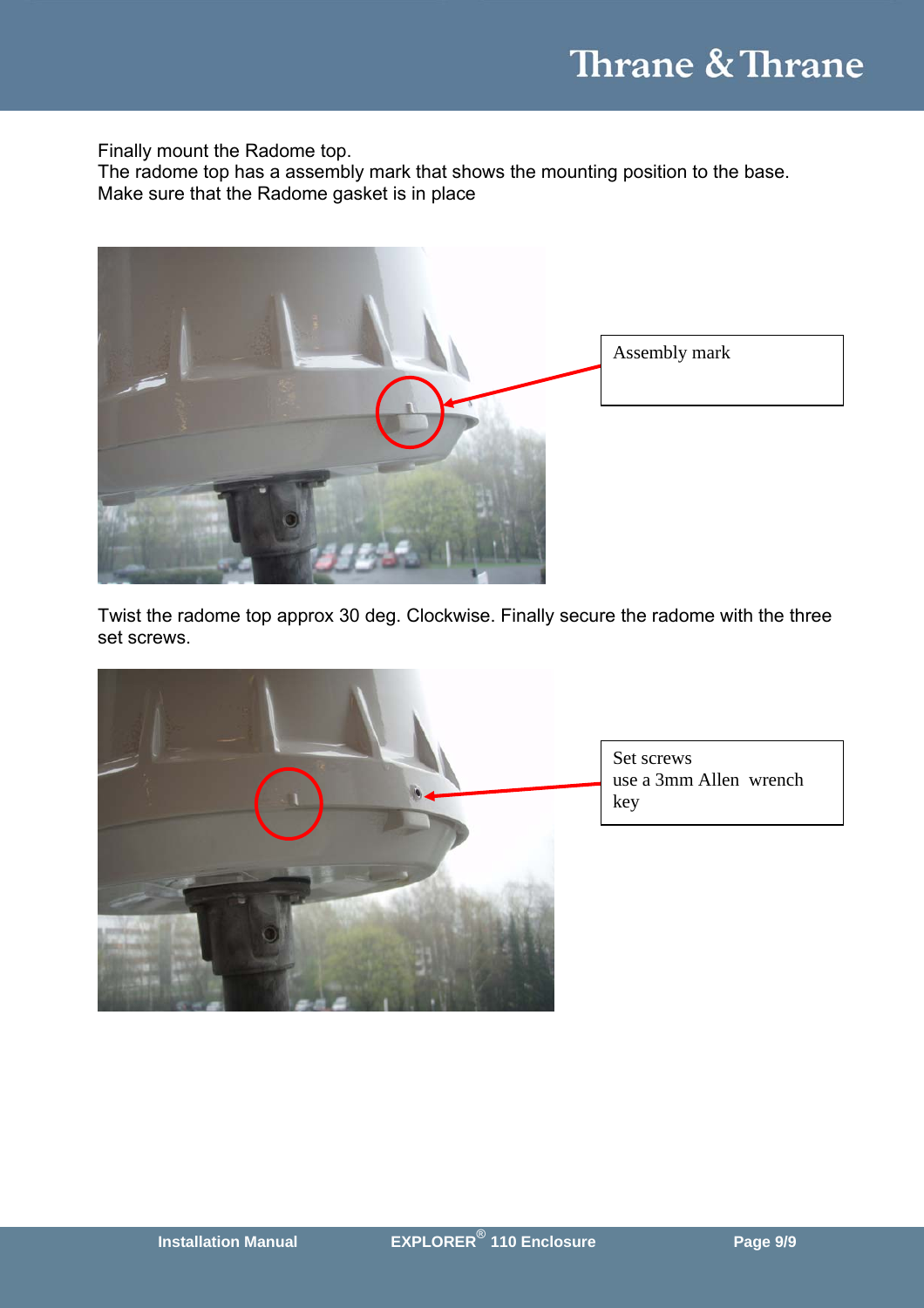Finally mount the Radome top.
The radome top has a assembly mark that shows the mounting position to the base.
Make sure that the Radome gasket is in place

Assembly mark

Twist the radome top approx 30 deg. Clockwise. Finally secure the radome with the three set screws.

Set screws
use a 3mm Allen wrench key